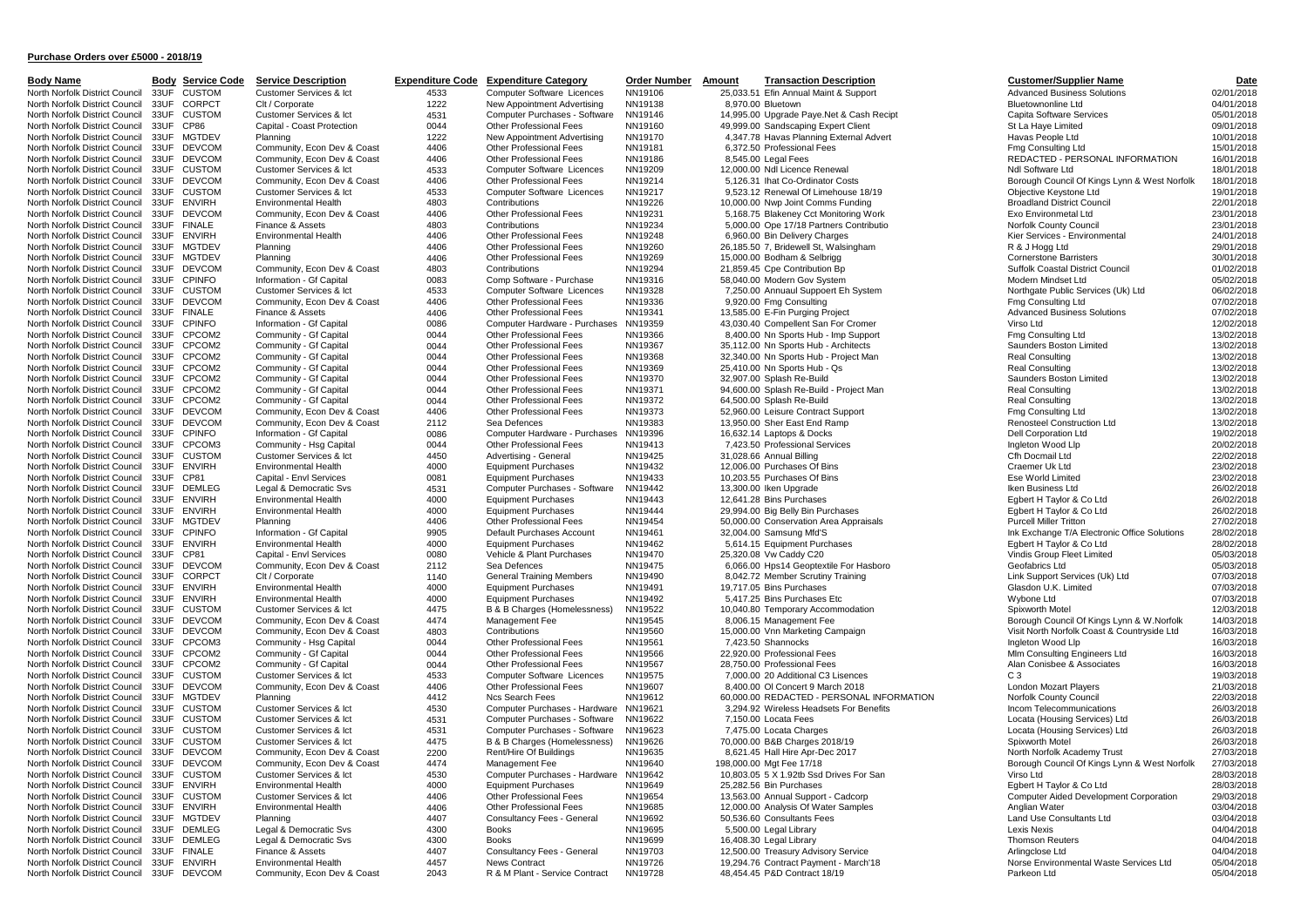**Purchase Orders over £5000 - 2018/19**

| Body Name | Body | Service Code | Service Description | Expenditure Code | Expenditure Category | Order Number | Amount | Transaction Description | Customer/Supplier Name | Date |
|---|---|---|---|---|---|---|---|---|---|---|
| North Norfolk District Council | 33UF | CUSTOM | Customer Services & Ict | 4533 | Computer Software Licences | NN19106 | 25,033.51 | Efin Annual Maint & Support | Advanced Business Solutions | 02/01/2018 |
| North Norfolk District Council | 33UF | CORPCT | Clt / Corporate | 1222 | New Appointment Advertising | NN19138 | 8,970.00 | Bluetown | Bluetownonline Ltd | 04/01/2018 |
| North Norfolk District Council | 33UF | CUSTOM | Customer Services & Ict | 4531 | Computer Purchases - Software | NN19146 | 14,995.00 | Upgrade Paye.Net & Cash Recipt | Capita Software Services | 05/01/2018 |
| North Norfolk District Council | 33UF | CP86 | Capital - Coast Protection | 0044 | Other Professional Fees | NN19160 | 49,999.00 | Sandscaping Expert Client | St La Haye Limited | 09/01/2018 |
| North Norfolk District Council | 33UF | MGTDEV | Planning | 1222 | New Appointment Advertising | NN19170 | 4,347.78 | Havas Planning External Advert | Havas People Ltd | 10/01/2018 |
| North Norfolk District Council | 33UF | DEVCOM | Community, Econ Dev & Coast | 4406 | Other Professional Fees | NN19181 | 6,372.50 | Professional Fees | Fmg Consulting Ltd | 15/01/2018 |
| North Norfolk District Council | 33UF | DEVCOM | Community, Econ Dev & Coast | 4406 | Other Professional Fees | NN19186 | 8,545.00 | Legal Fees | REDACTED - PERSONAL INFORMATION | 16/01/2018 |
| North Norfolk District Council | 33UF | CUSTOM | Customer Services & Ict | 4533 | Computer Software Licences | NN19209 | 12,000.00 | Ndl Licence Renewal | Ndl Software Ltd | 18/01/2018 |
| North Norfolk District Council | 33UF | DEVCOM | Community, Econ Dev & Coast | 4406 | Other Professional Fees | NN19214 | 5,126.31 | Ihat Co-Ordinator Costs | Borough Council Of Kings Lynn & West Norfolk | 18/01/2018 |
| North Norfolk District Council | 33UF | CUSTOM | Customer Services & Ict | 4533 | Computer Software Licences | NN19217 | 9,523.12 | Renewal Of Limehouse 18/19 | Objective Keystone Ltd | 19/01/2018 |
| North Norfolk District Council | 33UF | ENVIRH | Environmental Health | 4803 | Contributions | NN19226 | 10,000.00 | Nwp Joint Comms Funding | Broadland District Council | 22/01/2018 |
| North Norfolk District Council | 33UF | DEVCOM | Community, Econ Dev & Coast | 4406 | Other Professional Fees | NN19231 | 5,168.75 | Blakeney Cct Monitoring Work | Exo Environmetal Ltd | 23/01/2018 |
| North Norfolk District Council | 33UF | FINALE | Finance & Assets | 4803 | Contributions | NN19234 | 5,000.00 | Ope 17/18 Partners Contributio | Norfolk County Council | 23/01/2018 |
| North Norfolk District Council | 33UF | ENVIRH | Environmental Health | 4406 | Other Professional Fees | NN19248 | 6,960.00 | Bin Delivery Charges | Kier Services - Environmental | 24/01/2018 |
| North Norfolk District Council | 33UF | MGTDEV | Planning | 4406 | Other Professional Fees | NN19260 | 26,185.50 | 7, Bridewell St, Walsingham | R & J Hogg Ltd | 29/01/2018 |
| North Norfolk District Council | 33UF | MGTDEV | Planning | 4406 | Other Professional Fees | NN19269 | 15,000.00 | Bodham & Selbrigg | Cornerstone Barristers | 30/01/2018 |
| North Norfolk District Council | 33UF | DEVCOM | Community, Econ Dev & Coast | 4803 | Contributions | NN19294 | 21,859.45 | Cpe Contribution Bp | Suffolk Coastal District Council | 01/02/2018 |
| North Norfolk District Council | 33UF | CPINFO | Information - Gf Capital | 0083 | Comp Software - Purchase | NN19316 | 58,040.00 | Modern Gov System | Modern Mindset Ltd | 05/02/2018 |
| North Norfolk District Council | 33UF | CUSTOM | Customer Services & Ict | 4533 | Computer Software Licences | NN19328 | 7,250.00 | Annuaul Suppoert Eh System | Northgate Public Services (Uk) Ltd | 06/02/2018 |
| North Norfolk District Council | 33UF | DEVCOM | Community, Econ Dev & Coast | 4406 | Other Professional Fees | NN19336 | 9,920.00 | Fmg Consulting | Fmg Consulting Ltd | 07/02/2018 |
| North Norfolk District Council | 33UF | FINALE | Finance & Assets | 4406 | Other Professional Fees | NN19341 | 13,585.00 | E-Fin Purging Project | Advanced Business Solutions | 07/02/2018 |
| North Norfolk District Council | 33UF | CPINFO | Information - Gf Capital | 0086 | Computer Hardware - Purchases | NN19359 | 43,030.40 | Compellent San For Cromer | Virso Ltd | 12/02/2018 |
| North Norfolk District Council | 33UF | CPCOM2 | Community - Gf Capital | 0044 | Other Professional Fees | NN19366 | 8,400.00 | Nn Sports Hub - Imp Support | Fmg Consulting Ltd | 13/02/2018 |
| North Norfolk District Council | 33UF | CPCOM2 | Community - Gf Capital | 0044 | Other Professional Fees | NN19367 | 35,112.00 | Nn Sports Hub - Architects | Saunders Boston Limited | 13/02/2018 |
| North Norfolk District Council | 33UF | CPCOM2 | Community - Gf Capital | 0044 | Other Professional Fees | NN19368 | 32,340.00 | Nn Sports Hub - Project Man | Real Consulting | 13/02/2018 |
| North Norfolk District Council | 33UF | CPCOM2 | Community - Gf Capital | 0044 | Other Professional Fees | NN19369 | 25,410.00 | Nn Sports Hub - Qs | Real Consulting | 13/02/2018 |
| North Norfolk District Council | 33UF | CPCOM2 | Community - Gf Capital | 0044 | Other Professional Fees | NN19370 | 32,907.00 | Splash Re-Build | Saunders Boston Limited | 13/02/2018 |
| North Norfolk District Council | 33UF | CPCOM2 | Community - Gf Capital | 0044 | Other Professional Fees | NN19371 | 94,600.00 | Splash Re-Build - Project Man | Real Consulting | 13/02/2018 |
| North Norfolk District Council | 33UF | CPCOM2 | Community - Gf Capital | 0044 | Other Professional Fees | NN19372 | 64,500.00 | Splash Re-Build | Real Consulting | 13/02/2018 |
| North Norfolk District Council | 33UF | DEVCOM | Community, Econ Dev & Coast | 4406 | Other Professional Fees | NN19373 | 52,960.00 | Leisure Contract Support | Fmg Consulting Ltd | 13/02/2018 |
| North Norfolk District Council | 33UF | DEVCOM | Community, Econ Dev & Coast | 2112 | Sea Defences | NN19383 | 13,950.00 | Sher East End Ramp | Renosteel Construction Ltd | 13/02/2018 |
| North Norfolk District Council | 33UF | CPINFO | Information - Gf Capital | 0086 | Computer Hardware - Purchases | NN19396 | 16,632.14 | Laptops & Docks | Dell Corporation Ltd | 19/02/2018 |
| North Norfolk District Council | 33UF | CPCOM3 | Community - Hsg Capital | 0044 | Other Professional Fees | NN19413 | 7,423.50 | Professional Services | Ingleton Wood Llp | 20/02/2018 |
| North Norfolk District Council | 33UF | CUSTOM | Customer Services & Ict | 4450 | Advertising - General | NN19425 | 31,028.66 | Annual Billing | Cfh Docmail Ltd | 22/02/2018 |
| North Norfolk District Council | 33UF | ENVIRH | Environmental Health | 4000 | Equipment Purchases | NN19432 | 12,006.00 | Purchases Of Bins | Craemer Uk Ltd | 23/02/2018 |
| North Norfolk District Council | 33UF | CP81 | Capital - Envl Services | 0081 | Equipment Purchases | NN19433 | 10,203.55 | Purchases Of Bins | Ese World Limited | 23/02/2018 |
| North Norfolk District Council | 33UF | DEMLEG | Legal & Democratic Svs | 4531 | Computer Purchases - Software | NN19442 | 13,300.00 | Iken Upgrade | Iken Business Ltd | 26/02/2018 |
| North Norfolk District Council | 33UF | ENVIRH | Environmental Health | 4000 | Equipment Purchases | NN19443 | 12,641.28 | Bins Purchases | Egbert H Taylor & Co Ltd | 26/02/2018 |
| North Norfolk District Council | 33UF | ENVIRH | Environmental Health | 4000 | Equipment Purchases | NN19444 | 29,994.00 | Big Belly Bin Purchases | Egbert H Taylor & Co Ltd | 26/02/2018 |
| North Norfolk District Council | 33UF | MGTDEV | Planning | 4406 | Other Professional Fees | NN19454 | 50,000.00 | Conservation Area Appraisals | Purcell Miller Tritton | 27/02/2018 |
| North Norfolk District Council | 33UF | CPINFO | Information - Gf Capital | 9905 | Default Purchases Account | NN19461 | 32,004.00 | Samsung Mfd'S | Ink Exchange T/A Electronic Office Solutions | 28/02/2018 |
| North Norfolk District Council | 33UF | ENVIRH | Environmental Health | 4000 | Equipment Purchases | NN19462 | 5,614.15 | Equipment Purchases | Egbert H Taylor & Co Ltd | 28/02/2018 |
| North Norfolk District Council | 33UF | CP81 | Capital - Envl Services | 0080 | Vehicle & Plant Purchases | NN19470 | 25,320.08 | Vw Caddy C20 | Vindis Group Fleet Limited | 05/03/2018 |
| North Norfolk District Council | 33UF | DEVCOM | Community, Econ Dev & Coast | 2112 | Sea Defences | NN19475 | 6,066.00 | Hps14 Geoptextile For Hasboro | Geofabrics Ltd | 05/03/2018 |
| North Norfolk District Council | 33UF | CORPCT | Clt / Corporate | 1140 | General Training Members | NN19490 | 8,042.72 | Member Scrutiny Training | Link Support Services (Uk) Ltd | 07/03/2018 |
| North Norfolk District Council | 33UF | ENVIRH | Environmental Health | 4000 | Equipment Purchases | NN19491 | 19,717.05 | Bins Purchases | Glasdon U.K. Limited | 07/03/2018 |
| North Norfolk District Council | 33UF | ENVIRH | Environmental Health | 4000 | Equipment Purchases | NN19492 | 5,417.25 | Bins Purchases Etc | Wybone Ltd | 07/03/2018 |
| North Norfolk District Council | 33UF | CUSTOM | Customer Services & Ict | 4475 | B & B Charges (Homelessness) | NN19522 | 10,040.80 | Temporary Accommodation | Spixworth Motel | 12/03/2018 |
| North Norfolk District Council | 33UF | DEVCOM | Community, Econ Dev & Coast | 4474 | Management Fee | NN19545 | 8,006.15 | Management Fee | Borough Council Of Kings Lynn & W.Norfolk | 14/03/2018 |
| North Norfolk District Council | 33UF | DEVCOM | Community, Econ Dev & Coast | 4803 | Contributions | NN19560 | 15,000.00 | Vnn Marketing Campaign | Visit North Norfolk Coast & Countryside Ltd | 16/03/2018 |
| North Norfolk District Council | 33UF | CPCOM3 | Community - Hsg Capital | 0044 | Other Professional Fees | NN19561 | 7,423.50 | Shannocks | Ingleton Wood Llp | 16/03/2018 |
| North Norfolk District Council | 33UF | CPCOM2 | Community - Gf Capital | 0044 | Other Professional Fees | NN19566 | 22,920.00 | Professional Fees | Mlm Consulting Engineers Ltd | 16/03/2018 |
| North Norfolk District Council | 33UF | CPCOM2 | Community - Gf Capital | 0044 | Other Professional Fees | NN19567 | 28,750.00 | Professional Fees | Alan Conisbee & Associates | 16/03/2018 |
| North Norfolk District Council | 33UF | CUSTOM | Customer Services & Ict | 4533 | Computer Software Licences | NN19575 | 7,000.00 | 20 Additional C3 Lisences | C 3 | 19/03/2018 |
| North Norfolk District Council | 33UF | DEVCOM | Community, Econ Dev & Coast | 4406 | Other Professional Fees | NN19607 | 8,400.00 | Ol Concert 9 March 2018 | London Mozart Players | 21/03/2018 |
| North Norfolk District Council | 33UF | MGTDEV | Planning | 4412 | Ncs Search Fees | NN19612 | 60,000.00 | REDACTED - PERSONAL INFORMATION | Norfolk County Council | 22/03/2018 |
| North Norfolk District Council | 33UF | CUSTOM | Customer Services & Ict | 4530 | Computer Purchases - Hardware | NN19621 | 3,294.92 | Wireless Headsets For Benefits | Incom Telecommunications | 26/03/2018 |
| North Norfolk District Council | 33UF | CUSTOM | Customer Services & Ict | 4531 | Computer Purchases - Software | NN19622 | 7,150.00 | Locata Fees | Locata (Housing Services) Ltd | 26/03/2018 |
| North Norfolk District Council | 33UF | CUSTOM | Customer Services & Ict | 4531 | Computer Purchases - Software | NN19623 | 7,475.00 | Locata Charges | Locata (Housing Services) Ltd | 26/03/2018 |
| North Norfolk District Council | 33UF | CUSTOM | Customer Services & Ict | 4475 | B & B Charges (Homelessness) | NN19626 | 70,000.00 | B&B Charges 2018/19 | Spixworth Motel | 26/03/2018 |
| North Norfolk District Council | 33UF | DEVCOM | Community, Econ Dev & Coast | 2200 | Rent/Hire Of Buildings | NN19635 | 8,621.45 | Hall Hire Apr-Dec 2017 | North Norfolk Academy Trust | 27/03/2018 |
| North Norfolk District Council | 33UF | DEVCOM | Community, Econ Dev & Coast | 4474 | Management Fee | NN19640 | 198,000.00 | Mgt Fee 17/18 | Borough Council Of Kings Lynn & West Norfolk | 27/03/2018 |
| North Norfolk District Council | 33UF | CUSTOM | Customer Services & Ict | 4530 | Computer Purchases - Hardware | NN19642 | 10,803.05 | 5 X 1.92tb Ssd Drives For San | Virso Ltd | 28/03/2018 |
| North Norfolk District Council | 33UF | ENVIRH | Environmental Health | 4000 | Equipment Purchases | NN19649 | 25,282.56 | Bin Purchases | Egbert H Taylor & Co Ltd | 28/03/2018 |
| North Norfolk District Council | 33UF | CUSTOM | Customer Services & Ict | 4406 | Other Professional Fees | NN19654 | 13,563.00 | Annual Support - Cadcorp | Computer Aided Development Corporation | 29/03/2018 |
| North Norfolk District Council | 33UF | ENVIRH | Environmental Health | 4406 | Other Professional Fees | NN19685 | 12,000.00 | Analysis Of Water Samples | Anglian Water | 03/04/2018 |
| North Norfolk District Council | 33UF | MGTDEV | Planning | 4407 | Consultancy Fees - General | NN19692 | 50,536.60 | Consultants Fees | Land Use Consultants Ltd | 03/04/2018 |
| North Norfolk District Council | 33UF | DEMLEG | Legal & Democratic Svs | 4300 | Books | NN19695 | 5,500.00 | Legal Library | Lexis Nexis | 04/04/2018 |
| North Norfolk District Council | 33UF | DEMLEG | Legal & Democratic Svs | 4300 | Books | NN19699 | 16,408.30 | Legal Library | Thomson Reuters | 04/04/2018 |
| North Norfolk District Council | 33UF | FINALE | Finance & Assets | 4407 | Consultancy Fees - General | NN19703 | 12,500.00 | Treasury Advisory Service | Arlingclose Ltd | 04/04/2018 |
| North Norfolk District Council | 33UF | ENVIRH | Environmental Health | 4457 | News Contract | NN19726 | 19,294.76 | Contract Payment - March'18 | Norse Environmental Waste Services Ltd | 05/04/2018 |
| North Norfolk District Council | 33UF | DEVCOM | Community, Econ Dev & Coast | 2043 | R & M Plant - Service Contract | NN19728 | 48,454.45 | P&D Contract 18/19 | Parkeon Ltd | 05/04/2018 |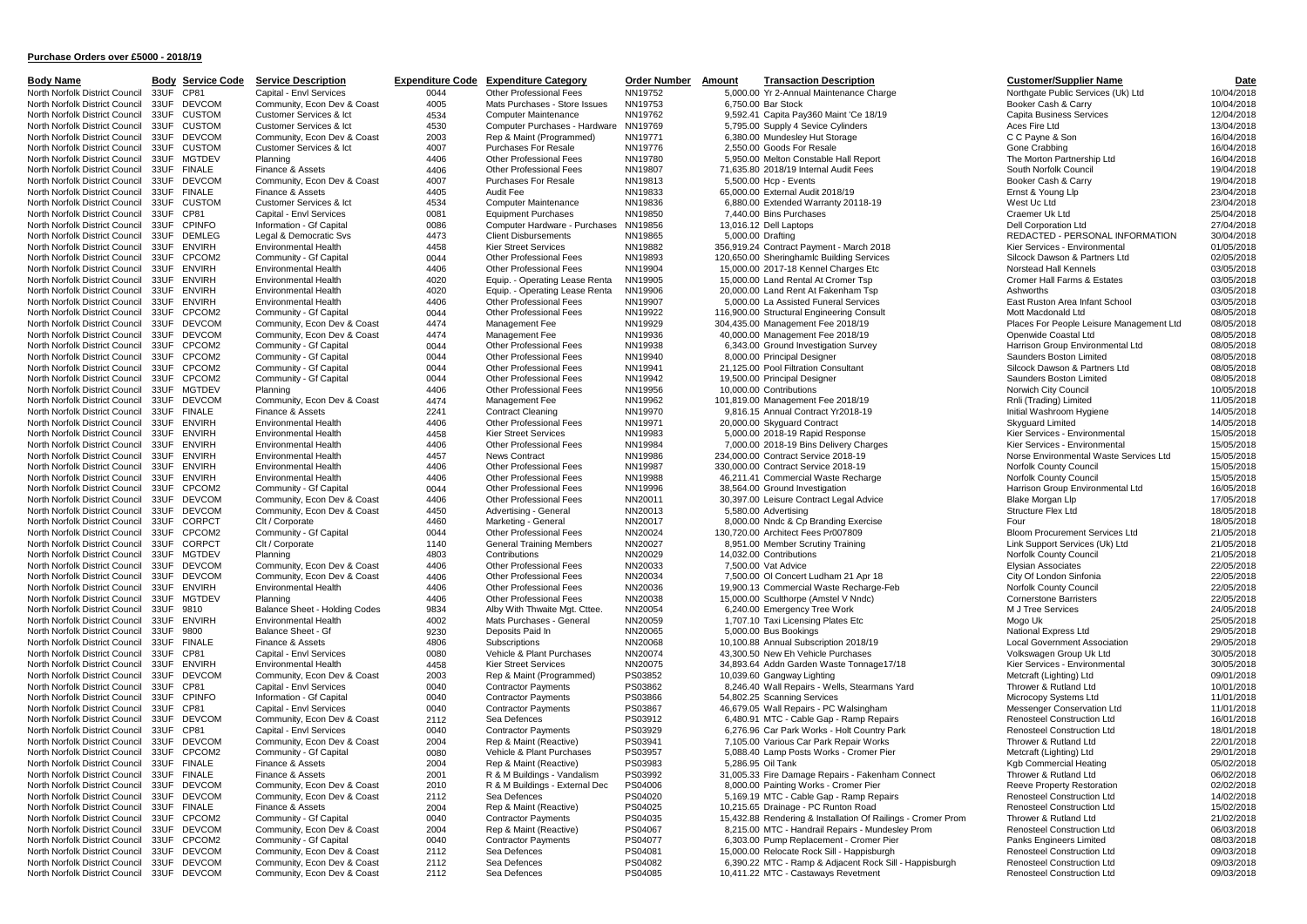## Purchase Orders over £5000 - 2018/19

| Body Name | Body | Service Code | Service Description | Expenditure Code | Expenditure Category | Order Number | Amount | Transaction Description | Customer/Supplier Name | Date |
|---|---|---|---|---|---|---|---|---|---|---|
| North Norfolk District Council | 33UF | CP81 | Capital - Envl Services | 0044 | Other Professional Fees | NN19752 | 5,000.00 | Yr 2-Annual Maintenance Charge | Northgate Public Services (Uk) Ltd | 10/04/2018 |
| North Norfolk District Council | 33UF | DEVCOM | Community, Econ Dev & Coast | 4005 | Mats Purchases - Store Issues | NN19753 | 6,750.00 | Bar Stock | Booker Cash & Carry | 10/04/2018 |
| North Norfolk District Council | 33UF | CUSTOM | Customer Services & Ict | 4534 | Computer Maintenance | NN19762 | 9,592.41 | Capita Pay360 Maint 'Ce 18/19 | Capita Business Services | 12/04/2018 |
| North Norfolk District Council | 33UF | CUSTOM | Customer Services & Ict | 4530 | Computer Purchases - Hardware | NN19769 | 5,795.00 | Supply 4 Sevice Cylinders | Aces Fire Ltd | 13/04/2018 |
| North Norfolk District Council | 33UF | DEVCOM | Community, Econ Dev & Coast | 2003 | Rep & Maint (Programmed) | NN19771 | 6,380.00 | Mundesley Hut Storage | C C Payne & Son | 16/04/2018 |
| North Norfolk District Council | 33UF | CUSTOM | Customer Services & Ict | 4007 | Purchases For Resale | NN19776 | 2,550.00 | Goods For Resale | Gone Crabbing | 16/04/2018 |
| North Norfolk District Council | 33UF | MGTDEV | Planning | 4406 | Other Professional Fees | NN19780 | 5,950.00 | Melton Constable Hall Report | The Morton Partnership Ltd | 16/04/2018 |
| North Norfolk District Council | 33UF | FINALE | Finance & Assets | 4406 | Other Professional Fees | NN19807 | 71,635.80 | 2018/19 Internal Audit Fees | South Norfolk Council | 19/04/2018 |
| North Norfolk District Council | 33UF | DEVCOM | Community, Econ Dev & Coast | 4007 | Purchases For Resale | NN19813 | 5,500.00 | Hcp - Events | Booker Cash & Carry | 19/04/2018 |
| North Norfolk District Council | 33UF | FINALE | Finance & Assets | 4405 | Audit Fee | NN19833 | 65,000.00 | External Audit 2018/19 | Ernst & Young Llp | 23/04/2018 |
| North Norfolk District Council | 33UF | CUSTOM | Customer Services & Ict | 4534 | Computer Maintenance | NN19836 | 6,880.00 | Extended Warranty 20118-19 | West Uc Ltd | 23/04/2018 |
| North Norfolk District Council | 33UF | CP81 | Capital - Envl Services | 0081 | Equipment Purchases | NN19850 | 7,440.00 | Bins Purchases | Craemer Uk Ltd | 25/04/2018 |
| North Norfolk District Council | 33UF | CPINFO | Information - Gf Capital | 0086 | Computer Hardware - Purchases | NN19856 | 13,016.12 | Dell Laptops | Dell Corporation Ltd | 27/04/2018 |
| North Norfolk District Council | 33UF | DEMLEG | Legal & Democratic Svs | 4473 | Client Disbursements | NN19865 | 5,000.00 | Drafting | REDACTED - PERSONAL INFORMATION | 30/04/2018 |
| North Norfolk District Council | 33UF | ENVIRH | Environmental Health | 4458 | Kier Street Services | NN19882 | 356,919.24 | Contract Payment - March 2018 | Kier Services - Environmental | 01/05/2018 |
| North Norfolk District Council | 33UF | CPCOM2 | Community - Gf Capital | 0044 | Other Professional Fees | NN19893 | 120,650.00 | Sheringhamlc Building Services | Silcock Dawson & Partners Ltd | 02/05/2018 |
| North Norfolk District Council | 33UF | ENVIRH | Environmental Health | 4406 | Other Professional Fees | NN19904 | 15,000.00 | 2017-18 Kennel Charges Etc | Norstead Hall Kennels | 03/05/2018 |
| North Norfolk District Council | 33UF | ENVIRH | Environmental Health | 4020 | Equip. - Operating Lease Renta | NN19905 | 15,000.00 | Land Rental At Cromer Tsp | Cromer Hall Farms & Estates | 03/05/2018 |
| North Norfolk District Council | 33UF | ENVIRH | Environmental Health | 4020 | Equip. - Operating Lease Renta | NN19906 | 20,000.00 | Land Rent At Fakenham Tsp | Ashworths | 03/05/2018 |
| North Norfolk District Council | 33UF | ENVIRH | Environmental Health | 4406 | Other Professional Fees | NN19907 | 5,000.00 | La Assisted Funeral Services | East Ruston Area Infant School | 03/05/2018 |
| North Norfolk District Council | 33UF | CPCOM2 | Community - Gf Capital | 0044 | Other Professional Fees | NN19922 | 116,900.00 | Structural Engineering Consult | Mott Macdonald Ltd | 08/05/2018 |
| North Norfolk District Council | 33UF | DEVCOM | Community, Econ Dev & Coast | 4474 | Management Fee | NN19929 | 304,435.00 | Management Fee 2018/19 | Places For People Leisure Management Ltd | 08/05/2018 |
| North Norfolk District Council | 33UF | DEVCOM | Community, Econ Dev & Coast | 4474 | Management Fee | NN19936 | 40,000.00 | Management Fee 2018/19 | Openwide Coastal Ltd | 08/05/2018 |
| North Norfolk District Council | 33UF | CPCOM2 | Community - Gf Capital | 0044 | Other Professional Fees | NN19938 | 6,343.00 | Ground Investigation Survey | Harrison Group Environmental Ltd | 08/05/2018 |
| North Norfolk District Council | 33UF | CPCOM2 | Community - Gf Capital | 0044 | Other Professional Fees | NN19940 | 8,000.00 | Principal Designer | Saunders Boston Limited | 08/05/2018 |
| North Norfolk District Council | 33UF | CPCOM2 | Community - Gf Capital | 0044 | Other Professional Fees | NN19941 | 21,125.00 | Pool Filtration Consultant | Silcock Dawson & Partners Ltd | 08/05/2018 |
| North Norfolk District Council | 33UF | CPCOM2 | Community - Gf Capital | 0044 | Other Professional Fees | NN19942 | 19,500.00 | Principal Designer | Saunders Boston Limited | 08/05/2018 |
| North Norfolk District Council | 33UF | MGTDEV | Planning | 4406 | Other Professional Fees | NN19956 | 10,000.00 | Contributions | Norwich City Council | 10/05/2018 |
| North Norfolk District Council | 33UF | DEVCOM | Community, Econ Dev & Coast | 4474 | Management Fee | NN19962 | 101,819.00 | Management Fee 2018/19 | Rnli (Trading) Limited | 11/05/2018 |
| North Norfolk District Council | 33UF | FINALE | Finance & Assets | 2241 | Contract Cleaning | NN19970 | 9,816.15 | Annual Contract Yr2018-19 | Initial Washroom Hygiene | 14/05/2018 |
| North Norfolk District Council | 33UF | ENVIRH | Environmental Health | 4406 | Other Professional Fees | NN19971 | 20,000.00 | Skyguard Contract | Skyguard Limited | 14/05/2018 |
| North Norfolk District Council | 33UF | ENVIRH | Environmental Health | 4458 | Kier Street Services | NN19983 | 5,000.00 | 2018-19 Rapid Response | Kier Services - Environmental | 15/05/2018 |
| North Norfolk District Council | 33UF | ENVIRH | Environmental Health | 4406 | Other Professional Fees | NN19984 | 7,000.00 | 2018-19 Bins Delivery Charges | Kier Services - Environmental | 15/05/2018 |
| North Norfolk District Council | 33UF | ENVIRH | Environmental Health | 4457 | News Contract | NN19986 | 234,000.00 | Contract Service 2018-19 | Norse Environmental Waste Services Ltd | 15/05/2018 |
| North Norfolk District Council | 33UF | ENVIRH | Environmental Health | 4406 | Other Professional Fees | NN19987 | 330,000.00 | Contract Service 2018-19 | Norfolk County Council | 15/05/2018 |
| North Norfolk District Council | 33UF | ENVIRH | Environmental Health | 4406 | Other Professional Fees | NN19988 | 46,211.41 | Commercial Waste Recharge | Norfolk County Council | 15/05/2018 |
| North Norfolk District Council | 33UF | CPCOM2 | Community - Gf Capital | 0044 | Other Professional Fees | NN19996 | 38,564.00 | Ground Investigation | Harrison Group Environmental Ltd | 16/05/2018 |
| North Norfolk District Council | 33UF | DEVCOM | Community, Econ Dev & Coast | 4406 | Other Professional Fees | NN20011 | 30,397.00 | Leisure Contract Legal Advice | Blake Morgan Llp | 17/05/2018 |
| North Norfolk District Council | 33UF | DEVCOM | Community, Econ Dev & Coast | 4450 | Advertising - General | NN20013 | 5,580.00 | Advertising | Structure Flex Ltd | 18/05/2018 |
| North Norfolk District Council | 33UF | CORPCT | Clt / Corporate | 4460 | Marketing - General | NN20017 | 8,000.00 | Nndc & Cp Branding Exercise | Four | 18/05/2018 |
| North Norfolk District Council | 33UF | CPCOM2 | Community - Gf Capital | 0044 | Other Professional Fees | NN20024 | 130,720.00 | Architect Fees Pr007809 | Bloom Procurement Services Ltd | 21/05/2018 |
| North Norfolk District Council | 33UF | CORPCT | Clt / Corporate | 1140 | General Training Members | NN20027 | 8,951.00 | Member Scrutiny Training | Link Support Services (Uk) Ltd | 21/05/2018 |
| North Norfolk District Council | 33UF | MGTDEV | Planning | 4803 | Contributions | NN20029 | 14,032.00 | Contributions | Norfolk County Council | 21/05/2018 |
| North Norfolk District Council | 33UF | DEVCOM | Community, Econ Dev & Coast | 4406 | Other Professional Fees | NN20033 | 7,500.00 | Vat Advice | Elysian Associates | 22/05/2018 |
| North Norfolk District Council | 33UF | DEVCOM | Community, Econ Dev & Coast | 4406 | Other Professional Fees | NN20034 | 7,500.00 | Ol Concert Ludham 21 Apr 18 | City Of London Sinfonia | 22/05/2018 |
| North Norfolk District Council | 33UF | ENVIRH | Environmental Health | 4406 | Other Professional Fees | NN20036 | 19,900.13 | Commercial Waste Recharge-Feb | Norfolk County Council | 22/05/2018 |
| North Norfolk District Council | 33UF | MGTDEV | Planning | 4406 | Other Professional Fees | NN20038 | 15,000.00 | Sculthorpe (Amstel V Nndc) | Cornerstone Barristers | 22/05/2018 |
| North Norfolk District Council | 33UF | 9810 | Balance Sheet - Holding Codes | 9834 | Alby With Thwaite Mgt. Cttee. | NN20054 | 6,240.00 | Emergency Tree Work | M J Tree Services | 24/05/2018 |
| North Norfolk District Council | 33UF | ENVIRH | Environmental Health | 4002 | Mats Purchases - General | NN20059 | 1,707.10 | Taxi Licensing Plates Etc | Mogo Uk | 25/05/2018 |
| North Norfolk District Council | 33UF | 9800 | Balance Sheet - Gf | 9230 | Deposits Paid In | NN20065 | 5,000.00 | Bus Bookings | National Express Ltd | 29/05/2018 |
| North Norfolk District Council | 33UF | FINALE | Finance & Assets | 4806 | Subscriptions | NN20068 | 10,100.88 | Annual Subscription 2018/19 | Local Government Association | 29/05/2018 |
| North Norfolk District Council | 33UF | CP81 | Capital - Envl Services | 0080 | Vehicle & Plant Purchases | NN20074 | 43,300.50 | New Eh Vehicle Purchases | Volkswagen Group Uk Ltd | 30/05/2018 |
| North Norfolk District Council | 33UF | ENVIRH | Environmental Health | 4458 | Kier Street Services | NN20075 | 34,893.64 | Addn Garden Waste Tonnage17/18 | Kier Services - Environmental | 30/05/2018 |
| North Norfolk District Council | 33UF | DEVCOM | Community, Econ Dev & Coast | 2003 | Rep & Maint (Programmed) | PS03852 | 10,039.60 | Gangway Lighting | Metcraft (Lighting) Ltd | 09/01/2018 |
| North Norfolk District Council | 33UF | CP81 | Capital - Envl Services | 0040 | Contractor Payments | PS03862 | 8,246.40 | Wall Repairs - Wells, Stearmans Yard | Thrower & Rutland Ltd | 10/01/2018 |
| North Norfolk District Council | 33UF | CPINFO | Information - Gf Capital | 0040 | Contractor Payments | PS03866 | 54,802.25 | Scanning Services | Microcopy Systems Ltd | 11/01/2018 |
| North Norfolk District Council | 33UF | CP81 | Capital - Envl Services | 0040 | Contractor Payments | PS03867 | 46,679.05 | Wall Repairs - PC Walsingham | Messenger Conservation Ltd | 11/01/2018 |
| North Norfolk District Council | 33UF | DEVCOM | Community, Econ Dev & Coast | 2112 | Sea Defences | PS03912 | 6,480.91 | MTC - Cable Gap - Ramp Repairs | Renosteel Construction Ltd | 16/01/2018 |
| North Norfolk District Council | 33UF | CP81 | Capital - Envl Services | 0040 | Contractor Payments | PS03929 | 6,276.96 | Car Park Works - Holt Country Park | Renosteel Construction Ltd | 18/01/2018 |
| North Norfolk District Council | 33UF | DEVCOM | Community, Econ Dev & Coast | 2004 | Rep & Maint (Reactive) | PS03941 | 7,105.00 | Various Car Park Repair Works | Thrower & Rutland Ltd | 22/01/2018 |
| North Norfolk District Council | 33UF | CPCOM2 | Community - Gf Capital | 0080 | Vehicle & Plant Purchases | PS03957 | 5,088.40 | Lamp Posts Works - Cromer Pier | Metcraft (Lighting) Ltd | 29/01/2018 |
| North Norfolk District Council | 33UF | FINALE | Finance & Assets | 2004 | Rep & Maint (Reactive) | PS03983 | 5,286.95 | Oil Tank | Kgb Commercial Heating | 05/02/2018 |
| North Norfolk District Council | 33UF | FINALE | Finance & Assets | 2001 | R & M Buildings - Vandalism | PS03992 | 31,005.33 | Fire Damage Repairs - Fakenham Connect | Thrower & Rutland Ltd | 06/02/2018 |
| North Norfolk District Council | 33UF | DEVCOM | Community, Econ Dev & Coast | 2010 | R & M Buildings - External Dec | PS04006 | 8,000.00 | Painting Works - Cromer Pier | Reeve Property Restoration | 02/02/2018 |
| North Norfolk District Council | 33UF | DEVCOM | Community, Econ Dev & Coast | 2112 | Sea Defences | PS04020 | 5,169.19 | MTC - Cable Gap - Ramp Repairs | Renosteel Construction Ltd | 14/02/2018 |
| North Norfolk District Council | 33UF | FINALE | Finance & Assets | 2004 | Rep & Maint (Reactive) | PS04025 | 10,215.65 | Drainage - PC Runton Road | Renosteel Construction Ltd | 15/02/2018 |
| North Norfolk District Council | 33UF | CPCOM2 | Community - Gf Capital | 0040 | Contractor Payments | PS04035 | 15,432.88 | Rendering & Installation Of Railings - Cromer Prom | Thrower & Rutland Ltd | 21/02/2018 |
| North Norfolk District Council | 33UF | DEVCOM | Community, Econ Dev & Coast | 2004 | Rep & Maint (Reactive) | PS04067 | 8,215.00 | MTC - Handrail Repairs - Mundesley Prom | Renosteel Construction Ltd | 06/03/2018 |
| North Norfolk District Council | 33UF | CPCOM2 | Community - Gf Capital | 0040 | Contractor Payments | PS04077 | 6,303.00 | Pump Replacement - Cromer Pier | Panks Engineers Limited | 08/03/2018 |
| North Norfolk District Council | 33UF | DEVCOM | Community, Econ Dev & Coast | 2112 | Sea Defences | PS04081 | 15,000.00 | Relocate Rock Sill - Happisburgh | Renosteel Construction Ltd | 09/03/2018 |
| North Norfolk District Council | 33UF | DEVCOM | Community, Econ Dev & Coast | 2112 | Sea Defences | PS04082 | 6,390.22 | MTC - Ramp & Adjacent Rock Sill - Happisburgh | Renosteel Construction Ltd | 09/03/2018 |
| North Norfolk District Council | 33UF | DEVCOM | Community, Econ Dev & Coast | 2112 | Sea Defences | PS04085 | 10,411.22 | MTC - Castaways Revetment | Renosteel Construction Ltd | 09/03/2018 |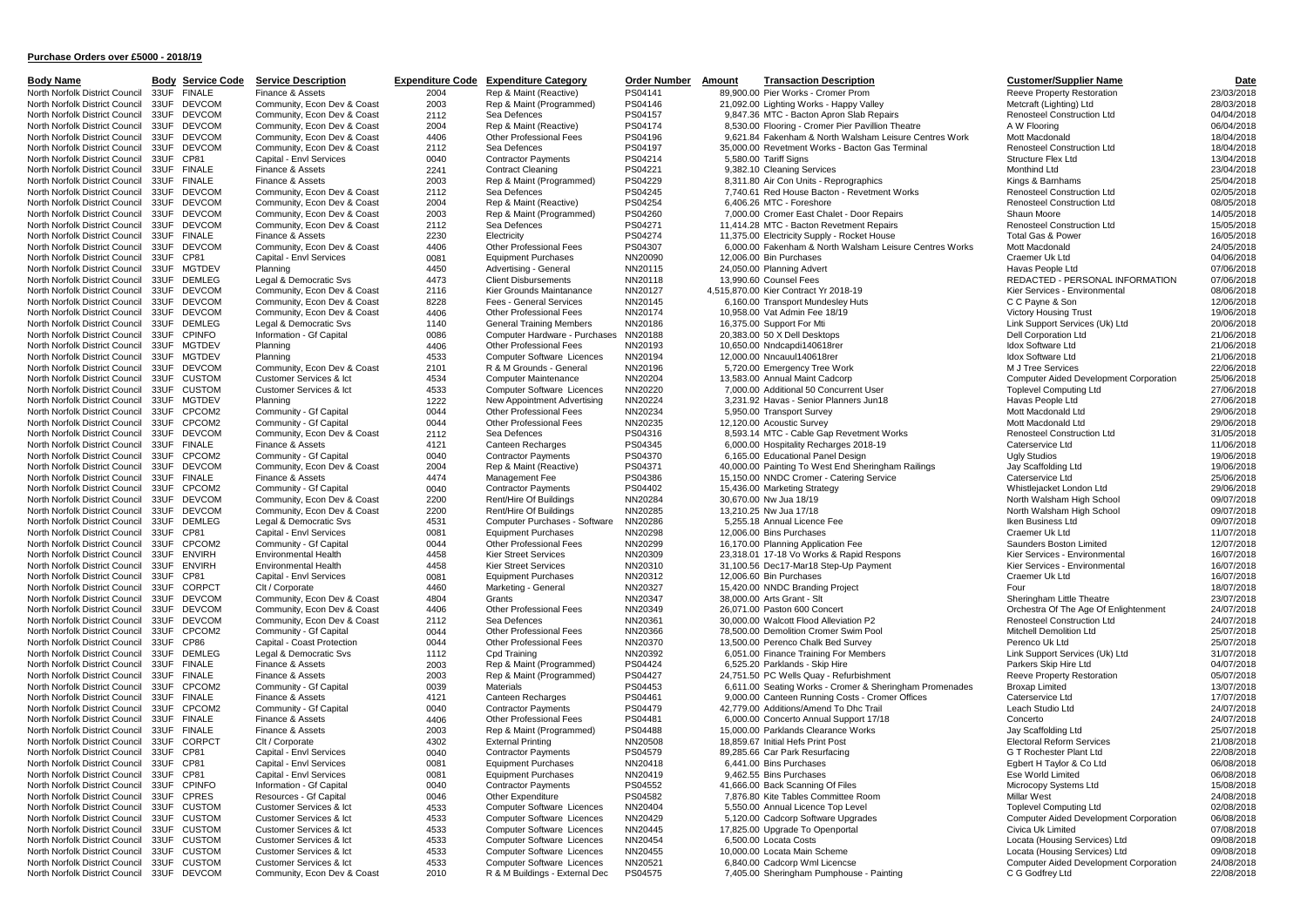**Purchase Orders over £5000 - 2018/19**

| Body Name | Body | Service Code | Service Description | Expenditure Code | Expenditure Category | Order Number | Amount | Transaction Description | Customer/Supplier Name | Date |
|---|---|---|---|---|---|---|---|---|---|---|
| North Norfolk District Council | 33UF | FINALE | Finance & Assets | 2004 | Rep & Maint (Reactive) | PS04141 | 89,900.00 | Pier Works - Cromer Prom | Reeve Property Restoration | 23/03/2018 |
| North Norfolk District Council | 33UF | DEVCOM | Community, Econ Dev & Coast | 2003 | Rep & Maint (Programmed) | PS04146 | 21,092.00 | Lighting Works - Happy Valley | Metcraft (Lighting) Ltd | 28/03/2018 |
| North Norfolk District Council | 33UF | DEVCOM | Community, Econ Dev & Coast | 2112 | Sea Defences | PS04157 | 9,847.36 | MTC - Bacton Apron Slab Repairs | Renosteel Construction Ltd | 04/04/2018 |
| North Norfolk District Council | 33UF | DEVCOM | Community, Econ Dev & Coast | 2004 | Rep & Maint (Reactive) | PS04174 | 8,530.00 | Flooring - Cromer Pier Pavillion Theatre | A W Flooring | 06/04/2018 |
| North Norfolk District Council | 33UF | DEVCOM | Community, Econ Dev & Coast | 4406 | Other Professional Fees | PS04196 | 9,621.84 | Fakenham & North Walsham Leisure Centres Work | Mott Macdonald | 18/04/2018 |
| North Norfolk District Council | 33UF | DEVCOM | Community, Econ Dev & Coast | 2112 | Sea Defences | PS04197 | 35,000.00 | Revetment Works - Bacton Gas Terminal | Renosteel Construction Ltd | 18/04/2018 |
| North Norfolk District Council | 33UF | CP81 | Capital - Envl Services | 0040 | Contractor Payments | PS04214 | 5,580.00 | Tariff Signs | Structure Flex Ltd | 13/04/2018 |
| North Norfolk District Council | 33UF | FINALE | Finance & Assets | 2241 | Contract Cleaning | PS04221 | 9,382.10 | Cleaning Services | Monthind Ltd | 23/04/2018 |
| North Norfolk District Council | 33UF | FINALE | Finance & Assets | 2003 | Rep & Maint (Programmed) | PS04229 | 8,311.80 | Air Con Units - Reprographics | Kings & Barnhams | 25/04/2018 |
| North Norfolk District Council | 33UF | DEVCOM | Community, Econ Dev & Coast | 2112 | Sea Defences | PS04245 | 7,740.61 | Red House Bacton - Revetment Works | Renosteel Construction Ltd | 02/05/2018 |
| North Norfolk District Council | 33UF | DEVCOM | Community, Econ Dev & Coast | 2004 | Rep & Maint (Reactive) | PS04254 | 6,406.26 | MTC - Foreshore | Renosteel Construction Ltd | 08/05/2018 |
| North Norfolk District Council | 33UF | DEVCOM | Community, Econ Dev & Coast | 2003 | Rep & Maint (Programmed) | PS04260 | 7,000.00 | Cromer East Chalet - Door Repairs | Shaun Moore | 14/05/2018 |
| North Norfolk District Council | 33UF | DEVCOM | Community, Econ Dev & Coast | 2112 | Sea Defences | PS04271 | 11,414.28 | MTC - Bacton Revetment Repairs | Renosteel Construction Ltd | 15/05/2018 |
| North Norfolk District Council | 33UF | FINALE | Finance & Assets | 2230 | Electricity | PS04274 | 11,375.00 | Electricity Supply - Rocket House | Total Gas & Power | 16/05/2018 |
| North Norfolk District Council | 33UF | DEVCOM | Community, Econ Dev & Coast | 4406 | Other Professional Fees | PS04307 | 6,000.00 | Fakenham & North Walsham Leisure Centres Works | Mott Macdonald | 24/05/2018 |
| North Norfolk District Council | 33UF | CP81 | Capital - Envl Services | 0081 | Equipment Purchases | NN20090 | 12,006.00 | Bin Purchases | Craemer Uk Ltd | 04/06/2018 |
| North Norfolk District Council | 33UF | MGTDEV | Planning | 4450 | Advertising - General | NN20115 | 24,050.00 | Planning Advert | Havas People Ltd | 07/06/2018 |
| North Norfolk District Council | 33UF | DEMLEG | Legal & Democratic Svs | 4473 | Client Disbursements | NN20118 | 13,990.60 | Counsel Fees | REDACTED - PERSONAL INFORMATION | 07/06/2018 |
| North Norfolk District Council | 33UF | DEVCOM | Community, Econ Dev & Coast | 2116 | Kier Grounds Maintanance | NN20127 | 4,515,870.00 | Kier Contract Yr 2018-19 | Kier Services - Environmental | 08/06/2018 |
| North Norfolk District Council | 33UF | DEVCOM | Community, Econ Dev & Coast | 8228 | Fees - General Services | NN20145 | 6,160.00 | Transport Mundesley Huts | C C Payne & Son | 12/06/2018 |
| North Norfolk District Council | 33UF | DEVCOM | Community, Econ Dev & Coast | 4406 | Other Professional Fees | NN20174 | 10,958.00 | Vat Admin Fee 18/19 | Victory Housing Trust | 19/06/2018 |
| North Norfolk District Council | 33UF | DEMLEG | Legal & Democratic Svs | 1140 | General Training Members | NN20186 | 16,375.00 | Support For Mti | Link Support Services (Uk) Ltd | 20/06/2018 |
| North Norfolk District Council | 33UF | CPINFO | Information - Gf Capital | 0086 | Computer Hardware - Purchases | NN20188 | 20,383.00 | 50 X Dell Desktops | Dell Corporation Ltd | 21/06/2018 |
| North Norfolk District Council | 33UF | MGTDEV | Planning | 4406 | Other Professional Fees | NN20193 | 10,650.00 | Nndcapdi140618rer | Idox Software Ltd | 21/06/2018 |
| North Norfolk District Council | 33UF | MGTDEV | Planning | 4533 | Computer Software Licences | NN20194 | 12,000.00 | Nncauul140618rer | Idox Software Ltd | 21/06/2018 |
| North Norfolk District Council | 33UF | DEVCOM | Community, Econ Dev & Coast | 2101 | R & M Grounds - General | NN20196 | 5,720.00 | Emergency Tree Work | M J Tree Services | 22/06/2018 |
| North Norfolk District Council | 33UF | CUSTOM | Customer Services & Ict | 4534 | Computer Maintenance | NN20204 | 13,583.00 | Annual Maint Cadcorp | Computer Aided Development Corporation | 25/06/2018 |
| North Norfolk District Council | 33UF | CUSTOM | Customer Services & Ict | 4533 | Computer Software Licences | NN20220 | 7,000.00 | Additional 50 Concurrent User | Toplevel Computing Ltd | 27/06/2018 |
| North Norfolk District Council | 33UF | MGTDEV | Planning | 1222 | New Appointment Advertising | NN20224 | 3,231.92 | Havas - Senior Planners Jun18 | Havas People Ltd | 27/06/2018 |
| North Norfolk District Council | 33UF | CPCOM2 | Community - Gf Capital | 0044 | Other Professional Fees | NN20234 | 5,950.00 | Transport Survey | Mott Macdonald Ltd | 29/06/2018 |
| North Norfolk District Council | 33UF | CPCOM2 | Community - Gf Capital | 0044 | Other Professional Fees | NN20235 | 12,120.00 | Acoustic Survey | Mott Macdonald Ltd | 29/06/2018 |
| North Norfolk District Council | 33UF | DEVCOM | Community, Econ Dev & Coast | 2112 | Sea Defences | PS04316 | 8,593.14 | MTC - Cable Gap Revetment Works | Renosteel Construction Ltd | 31/05/2018 |
| North Norfolk District Council | 33UF | FINALE | Finance & Assets | 4121 | Canteen Recharges | PS04345 | 6,000.00 | Hospitality Recharges 2018-19 | Caterservice Ltd | 11/06/2018 |
| North Norfolk District Council | 33UF | CPCOM2 | Community - Gf Capital | 0040 | Contractor Payments | PS04370 | 6,165.00 | Educational Panel Design | Ugly Studios | 19/06/2018 |
| North Norfolk District Council | 33UF | DEVCOM | Community, Econ Dev & Coast | 2004 | Rep & Maint (Reactive) | PS04371 | 40,000.00 | Painting To West End Sheringham Railings | Jay Scaffolding Ltd | 19/06/2018 |
| North Norfolk District Council | 33UF | FINALE | Finance & Assets | 4474 | Management Fee | PS04386 | 15,150.00 | NNDC Cromer - Catering Service | Caterservice Ltd | 25/06/2018 |
| North Norfolk District Council | 33UF | CPCOM2 | Community - Gf Capital | 0040 | Contractor Payments | PS04402 | 15,436.00 | Marketing Strategy | Whistlejacket London Ltd | 29/06/2018 |
| North Norfolk District Council | 33UF | DEVCOM | Community, Econ Dev & Coast | 2200 | Rent/Hire Of Buildings | NN20284 | 30,670.00 | Nw Jua 18/19 | North Walsham High School | 09/07/2018 |
| North Norfolk District Council | 33UF | DEVCOM | Community, Econ Dev & Coast | 2200 | Rent/Hire Of Buildings | NN20285 | 13,210.25 | Nw Jua 17/18 | North Walsham High School | 09/07/2018 |
| North Norfolk District Council | 33UF | DEMLEG | Legal & Democratic Svs | 4531 | Computer Purchases - Software | NN20286 | 5,255.18 | Annual Licence Fee | Iken Business Ltd | 09/07/2018 |
| North Norfolk District Council | 33UF | CP81 | Capital - Envl Services | 0081 | Equipment Purchases | NN20298 | 12,006.00 | Bins Purchases | Craemer Uk Ltd | 11/07/2018 |
| North Norfolk District Council | 33UF | CPCOM2 | Community - Gf Capital | 0044 | Other Professional Fees | NN20299 | 16,170.00 | Planning Application Fee | Saunders Boston Limited | 12/07/2018 |
| North Norfolk District Council | 33UF | ENVIRH | Environmental Health | 4458 | Kier Street Services | NN20309 | 23,318.01 | 17-18 Vo Works & Rapid Respons | Kier Services - Environmental | 16/07/2018 |
| North Norfolk District Council | 33UF | ENVIRH | Environmental Health | 4458 | Kier Street Services | NN20310 | 31,100.56 | Dec17-Mar18 Step-Up Payment | Kier Services - Environmental | 16/07/2018 |
| North Norfolk District Council | 33UF | CP81 | Capital - Envl Services | 0081 | Equipment Purchases | NN20312 | 12,006.60 | Bin Purchases | Craemer Uk Ltd | 16/07/2018 |
| North Norfolk District Council | 33UF | CORPCT | Clt / Corporate | 4460 | Marketing - General | NN20327 | 15,420.00 | NNDC Branding Project | Four | 18/07/2018 |
| North Norfolk District Council | 33UF | DEVCOM | Community, Econ Dev & Coast | 4804 | Grants | NN20347 | 38,000.00 | Arts Grant - Slt | Sheringham Little Theatre | 23/07/2018 |
| North Norfolk District Council | 33UF | DEVCOM | Community, Econ Dev & Coast | 4406 | Other Professional Fees | NN20349 | 26,071.00 | Paston 600 Concert | Orchestra Of The Age Of Enlightenment | 24/07/2018 |
| North Norfolk District Council | 33UF | DEVCOM | Community, Econ Dev & Coast | 2112 | Sea Defences | NN20361 | 30,000.00 | Walcott Flood Alleviation P2 | Renosteel Construction Ltd | 24/07/2018 |
| North Norfolk District Council | 33UF | CPCOM2 | Community - Gf Capital | 0044 | Other Professional Fees | NN20366 | 78,500.00 | Demolition Cromer Swim Pool | Mitchell Demolition Ltd | 25/07/2018 |
| North Norfolk District Council | 33UF | CP86 | Capital - Coast Protection | 0044 | Other Professional Fees | NN20370 | 13,500.00 | Perenco Chalk Bed Survey | Perenco Uk Ltd | 25/07/2018 |
| North Norfolk District Council | 33UF | DEMLEG | Legal & Democratic Svs | 1112 | Cpd Training | NN20392 | 6,051.00 | Finance Training For Members | Link Support Services (Uk) Ltd | 31/07/2018 |
| North Norfolk District Council | 33UF | FINALE | Finance & Assets | 2003 | Rep & Maint (Programmed) | PS04424 | 6,525.20 | Parklands - Skip Hire | Parkers Skip Hire Ltd | 04/07/2018 |
| North Norfolk District Council | 33UF | FINALE | Finance & Assets | 2003 | Rep & Maint (Programmed) | PS04427 | 24,751.50 | PC Wells Quay - Refurbishment | Reeve Property Restoration | 05/07/2018 |
| North Norfolk District Council | 33UF | CPCOM2 | Community - Gf Capital | 0039 | Materials | PS04453 | 6,611.00 | Seating Works - Cromer & Sheringham Promenades | Broxap Limited | 13/07/2018 |
| North Norfolk District Council | 33UF | FINALE | Finance & Assets | 4121 | Canteen Recharges | PS04461 | 9,000.00 | Canteen Running Costs - Cromer Offices | Caterservice Ltd | 17/07/2018 |
| North Norfolk District Council | 33UF | CPCOM2 | Community - Gf Capital | 0040 | Contractor Payments | PS04479 | 42,779.00 | Additions/Amend To Dhc Trail | Leach Studio Ltd | 24/07/2018 |
| North Norfolk District Council | 33UF | FINALE | Finance & Assets | 4406 | Other Professional Fees | PS04481 | 6,000.00 | Concerto Annual Support 17/18 | Concerto | 24/07/2018 |
| North Norfolk District Council | 33UF | FINALE | Finance & Assets | 2003 | Rep & Maint (Programmed) | PS04488 | 15,000.00 | Parklands Clearance Works | Jay Scaffolding Ltd | 25/07/2018 |
| North Norfolk District Council | 33UF | CORPCT | Clt / Corporate | 4302 | External Printing | NN20508 | 18,859.67 | Initial Hefs Print Post | Electoral Reform Services | 21/08/2018 |
| North Norfolk District Council | 33UF | CP81 | Capital - Envl Services | 0040 | Contractor Payments | PS04579 | 89,285.66 | Car Park Resurfacing | G T Rochester Plant Ltd | 22/08/2018 |
| North Norfolk District Council | 33UF | CP81 | Capital - Envl Services | 0081 | Equipment Purchases | NN20418 | 6,441.00 | Bins Purchases | Egbert H Taylor & Co Ltd | 06/08/2018 |
| North Norfolk District Council | 33UF | CP81 | Capital - Envl Services | 0081 | Equipment Purchases | NN20419 | 9,462.55 | Bins Purchases | Ese World Limited | 06/08/2018 |
| North Norfolk District Council | 33UF | CPINFO | Information - Gf Capital | 0040 | Contractor Payments | PS04552 | 41,666.00 | Back Scanning Of Files | Microcopy Systems Ltd | 15/08/2018 |
| North Norfolk District Council | 33UF | CPRES | Resources - Gf Capital | 0046 | Other Expenditure | PS04582 | 7,876.80 | Kite Tables Committee Room | Millar West | 24/08/2018 |
| North Norfolk District Council | 33UF | CUSTOM | Customer Services & Ict | 4533 | Computer Software Licences | NN20404 | 5,550.00 | Annual Licence Top Level | Toplevel Computing Ltd | 02/08/2018 |
| North Norfolk District Council | 33UF | CUSTOM | Customer Services & Ict | 4533 | Computer Software Licences | NN20429 | 5,120.00 | Cadcorp Software Upgrades | Computer Aided Development Corporation | 06/08/2018 |
| North Norfolk District Council | 33UF | CUSTOM | Customer Services & Ict | 4533 | Computer Software Licences | NN20445 | 17,825.00 | Upgrade To Openportal | Civica Uk Limited | 07/08/2018 |
| North Norfolk District Council | 33UF | CUSTOM | Customer Services & Ict | 4533 | Computer Software Licences | NN20454 | 6,500.00 | Locata Costs | Locata (Housing Services) Ltd | 09/08/2018 |
| North Norfolk District Council | 33UF | CUSTOM | Customer Services & Ict | 4533 | Computer Software Licences | NN20455 | 10,000.00 | Locata Main Scheme | Locata (Housing Services) Ltd | 09/08/2018 |
| North Norfolk District Council | 33UF | CUSTOM | Customer Services & Ict | 4533 | Computer Software Licences | NN20521 | 6,840.00 | Cadcorp Wml Licencse | Computer Aided Development Corporation | 24/08/2018 |
| North Norfolk District Council | 33UF | DEVCOM | Community, Econ Dev & Coast | 2010 | R & M Buildings - External Dec | PS04575 | 7,405.00 | Sheringham Pumphouse - Painting | C G Godfrey Ltd | 22/08/2018 |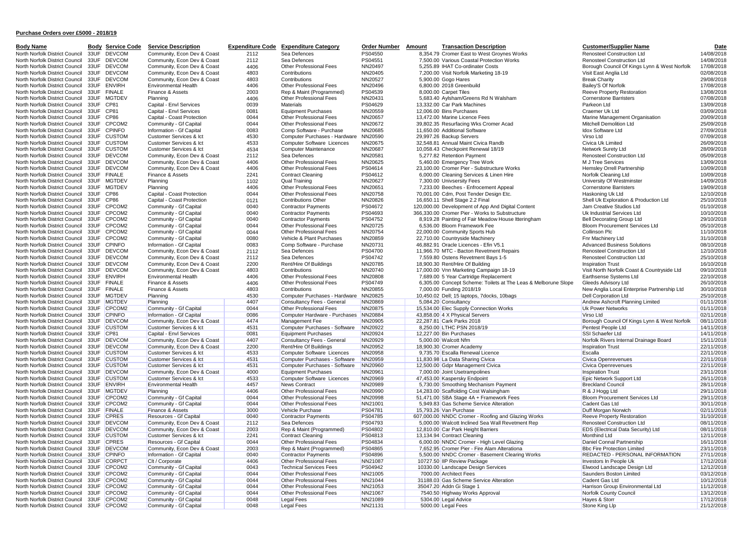## Purchase Orders over £5000 - 2018/19

| Body Name | Body | Service Code | Service Description | Expenditure Code | Expenditure Category | Order Number | Amount | Transaction Description | Customer/Supplier Name | Date |
|---|---|---|---|---|---|---|---|---|---|---|
| North Norfolk District Council | 33UF | DEVCOM | Community, Econ Dev & Coast | 2112 | Sea Defences | PS04550 | 8,354.79 | Cromer East to West Groynes Works | Renosteel Construction Ltd | 14/08/2018 |
| North Norfolk District Council | 33UF | DEVCOM | Community, Econ Dev & Coast | 2112 | Sea Defences | PS04551 | 7,500.00 | Various Coastal Protection Works | Renosteel Construction Ltd | 14/08/2018 |
| North Norfolk District Council | 33UF | DEVCOM | Community, Econ Dev & Coast | 4406 | Other Professional Fees | NN20497 | 5,255.89 | IHAT Co-ordinater Costs | Borough Council Of Kings Lynn & West Norfolk | 17/08/2018 |
| North Norfolk District Council | 33UF | DEVCOM | Community, Econ Dev & Coast | 4803 | Contributions | NN20405 | 7,200.00 | Visit Norfolk Marketing 18-19 | Visit East Anglia Ltd | 02/08/2018 |
| North Norfolk District Council | 33UF | DEVCOM | Community, Econ Dev & Coast | 4803 | Contributions | NN20527 | 5,900.00 | Gogo Hares | Break Charity | 29/08/2018 |
| North Norfolk District Council | 33UF | ENVIRH | Environmental Health | 4406 | Other Professional Fees | NN20496 | 6,800.00 | 2018 Greenbuild | Bailey'S Of Norfolk | 17/08/2018 |
| North Norfolk District Council | 33UF | FINALE | Finance & Assets | 2003 | Rep & Maint (Programmed) | PS04539 | 8,000.00 | Carpet Tiles | Reeve Property Restoration | 13/08/2018 |
| North Norfolk District Council | 33UF | MGTDEV | Planning | 4406 | Other Professional Fees | NN20431 | 5,683.40 | Aylsham/Greens Rd N Walsham | Cornerstone Barristers | 07/08/2018 |
| North Norfolk District Council | 33UF | CP81 | Capital - Envl Services | 0039 | Materials | PS04629 | 13,332.00 | Car Park Machines | Parkeon Ltd | 13/09/2018 |
| North Norfolk District Council | 33UF | CP81 | Capital - Envl Services | 0081 | Equipment Purchases | NN20559 | 12,006.00 | Bins Purchases | Craemer Uk Ltd | 03/09/2018 |
| North Norfolk District Council | 33UF | CP86 | Capital - Coast Protection | 0044 | Other Professional Fees | NN20657 | 13,472.00 | Marine Licence Fees | Marine Management Organisation | 20/09/2018 |
| North Norfolk District Council | 33UF | CPCOM2 | Community - Gf Capital | 0044 | Other Professional Fees | NN20672 | 39,802.35 | Resurfacing Wks Cromer Acad | Mitchell Demolition Ltd | 25/09/2018 |
| North Norfolk District Council | 33UF | CPINFO | Information - Gf Capital | 0083 | Comp Software - Purchase | NN20685 | 11,650.00 | Additional Software | Idox Software Ltd | 27/09/2018 |
| North Norfolk District Council | 33UF | CUSTOM | Customer Services & Ict | 4530 | Computer Purchases - Hardware | NN20590 | 29,997.26 | Backup Servers | Virso Ltd | 07/09/2018 |
| North Norfolk District Council | 33UF | CUSTOM | Customer Services & Ict | 4533 | Computer Software Licences | NN20675 | 32,548.81 | Annual Maint Civica Randb | Civica Uk Limited | 26/09/2018 |
| North Norfolk District Council | 33UF | CUSTOM | Customer Services & Ict | 4534 | Computer Maintenance | NN20687 | 10,058.43 | Checkpoint Renewal 18/19 | Network Surety Ltd | 28/09/2018 |
| North Norfolk District Council | 33UF | DEVCOM | Community, Econ Dev & Coast | 2112 | Sea Defences | NN20581 | 5,277.82 | Retention Payment | Renosteel Construction Ltd | 05/09/2018 |
| North Norfolk District Council | 33UF | DEVCOM | Community, Econ Dev & Coast | 4406 | Other Professional Fees | NN20625 | 5,460.00 | Emergency Tree Work | M J Tree Services | 13/09/2018 |
| North Norfolk District Council | 33UF | DEVCOM | Community, Econ Dev & Coast | 4406 | Other Professional Fees | PS04614 | 23,100.00 | Cromer Pier - Substructure Works | Hemsley Orrell Partnership | 10/09/2018 |
| North Norfolk District Council | 33UF | FINALE | Finance & Assets | 2241 | Contract Cleaning | PS04612 | 6,000.00 | Cleaning Services & Linen Hire | Norfolk Cleaning Ltd | 10/09/2018 |
| North Norfolk District Council | 33UF | MGTDEV | Planning | 1102 | Qual Training | NN20627 | 7,300.00 | Univsersity Fees | University Of Westminster | 14/09/2018 |
| North Norfolk District Council | 33UF | MGTDEV | Planning | 4406 | Other Professional Fees | NN20651 | 7,233.00 | Beeches - Enfrocement Appeal | Cornerstone Barristers | 19/09/2018 |
| North Norfolk District Council | 33UF | CP86 | Capital - Coast Protection | 0044 | Other Professional Fees | NN20758 | 70,001.00 | Cdm, Post Tender Design Etc. | Haskoning Uk Ltd | 12/10/2018 |
| North Norfolk District Council | 33UF | CP86 | Capital - Coast Protection | 0121 | Contributions Other | NN20826 | 16,650.11 | Shell Stage 2.2 Final | Shell Uk Exploration & Production Ltd | 25/10/2018 |
| North Norfolk District Council | 33UF | CPCOM2 | Community - Gf Capital | 0040 | Contractor Payments | PS04672 | 120,000.00 | Development of App And Digital Content | Jam Creative Studios Ltd | 01/10/2018 |
| North Norfolk District Council | 33UF | CPCOM2 | Community - Gf Capital | 0040 | Contractor Payments | PS04693 | 366,330.00 | Cromer Pier - Works to Substructure | Uk Industrial Services Ltd | 10/10/2018 |
| North Norfolk District Council | 33UF | CPCOM2 | Community - Gf Capital | 0040 | Contractor Payments | PS04752 | 8,919.28 | Painting of Fair Meadow House Itteringham | Bell Decorating Group Ltd | 29/10/2018 |
| North Norfolk District Council | 33UF | CPCOM2 | Community - Gf Capital | 0044 | Other Professional Fees | NN20725 | 6,536.00 | Bloom Framework Fee | Bloom Procurement Services Ltd | 05/10/2018 |
| North Norfolk District Council | 33UF | CPCOM2 | Community - Gf Capital | 0044 | Other Professional Fees | NN20754 | 22,000.00 | Community Sports Hub | Collinson Plc | 11/10/2018 |
| North Norfolk District Council | 33UF | CPCOM2 | Community - Gf Capital | 0080 | Vehicle & Plant Purchases | NN20859 | 22,710.00 | Countryside Machinery | Fnr Machinery Ltd | 31/10/2018 |
| North Norfolk District Council | 33UF | CPINFO | Information - Gf Capital | 0083 | Comp Software - Purchase | NN20731 | 46,882.50 | Oracle Licences - Efin V5.1 | Advanced Business Solutions | 08/10/2018 |
| North Norfolk District Council | 33UF | DEVCOM | Community, Econ Dev & Coast | 2112 | Sea Defences | PS04700 | 11,966.70 | MTC - Bacton Revetment Repairs | Renosteel Construction Ltd | 12/10/2018 |
| North Norfolk District Council | 33UF | DEVCOM | Community, Econ Dev & Coast | 2112 | Sea Defences | PS04742 | 7,559.80 | Ostens Revetment Bays 1-5 | Renosteel Construction Ltd | 25/10/2018 |
| North Norfolk District Council | 33UF | DEVCOM | Community, Econ Dev & Coast | 2200 | Rent/Hire Of Buildings | NN20785 | 18,900.30 | Rent/Hire Of Building | Inspiration Trust | 16/10/2018 |
| North Norfolk District Council | 33UF | DEVCOM | Community, Econ Dev & Coast | 4803 | Contributions | NN20740 | 17,000.00 | Vnn Marketing Campaign 18-19 | Visit North Norfolk Coast & Countryside Ltd | 09/10/2018 |
| North Norfolk District Council | 33UF | ENVIRH | Environmental Health | 4406 | Other Professional Fees | NN20808 | 7,689.00 | 5 Year Cartridge Replacement | Earthsense Systems Ltd | 22/10/2018 |
| North Norfolk District Council | 33UF | FINALE | Finance & Assets | 4406 | Other Professional Fees | PS04749 | 6,305.00 | Concept Scheme: Toilets at The Leas & Melburne Slope | Gleeds Advisory Ltd | 26/10/2018 |
| North Norfolk District Council | 33UF | FINALE | Finance & Assets | 4803 | Contributions | NN20855 | 7,000.00 | Funding 2018/19 | New Anglia Local Enterprise Partnership Ltd | 30/10/2018 |
| North Norfolk District Council | 33UF | MGTDEV | Planning | 4530 | Computer Purchases - Hardware | NN20825 | 10,450.02 | Dell; 15 laptops, 7docks, 10bags | Dell Corporation Ltd | 25/10/2018 |
| North Norfolk District Council | 33UF | MGTDEV | Planning | 4407 | Consultancy Fees - General | NN20869 | 5,084.20 | Consultancy | Andrew Ashcroft Planning Limited | 01/11/2018 |
| North Norfolk District Council | 33UF | CPCOM2 | Community - Gf Capital | 0044 | Other Professional Fees | NN20875 | 15,534.00 | Elec Supply Connection Works | Uk Power Networks | 01/11/2018 |
| North Norfolk District Council | 33UF | CPINFO | Information - Gf Capital | 0086 | Computer Hardware - Purchases | NN20884 | 43,858.00 | 4 X Physical Servers | Virso Ltd | 02/11/2018 |
| North Norfolk District Council | 33UF | DEVCOM | Community, Econ Dev & Coast | 4474 | Management Fee | NN20905 | 22,287.81 | Cark Parks 2018 | Borough Council Of Kings Lynn & West Norfolk | 08/11/2018 |
| North Norfolk District Council | 33UF | CUSTOM | Customer Services & Ict | 4531 | Computer Purchases - Software | NN20922 | 8,250.00 | LTHC PSN 2018/19 | Pentest People Ltd | 14/11/2018 |
| North Norfolk District Council | 33UF | CP81 | Capital - Envl Services | 0081 | Equipment Purchases | NN20924 | 12,227.00 | Bin Purchases | SSI Schaefer Ltd | 14/11/2018 |
| North Norfolk District Council | 33UF | DEVCOM | Community, Econ Dev & Coast | 4407 | Consultancy Fees - General | NN20929 | 5,000.00 | Walcott Nfm | Norfolk Rivers Internal Drainage Board | 15/11/2018 |
| North Norfolk District Council | 33UF | DEVCOM | Community, Econ Dev & Coast | 2200 | Rent/Hire Of Buildings | NN20952 | 18,900.30 | Cromer Academy | Inspiration Trust | 22/11/2018 |
| North Norfolk District Council | 33UF | CUSTOM | Customer Services & Ict | 4533 | Computer Software Licences | NN20958 | 9,735.70 | Escalla Renewal Licence | Escalla | 22/11/2018 |
| North Norfolk District Council | 33UF | CUSTOM | Customer Services & Ict | 4531 | Computer Purchases - Software | NN20959 | 11,830.98 | La Data Sharing Civica | Civica Openrevenues | 22/11/2018 |
| North Norfolk District Council | 33UF | CUSTOM | Customer Services & Ict | 4531 | Computer Purchases - Software | NN20960 | 12,500.00 | Gdpr Management Civica | Civica Openrevenues | 22/11/2018 |
| North Norfolk District Council | 33UF | DEVCOM | Community, Econ Dev & Coast | 4000 | Equipment Purchases | NN20961 | 7,000.00 | Joint Usetrampolines | Inspiration Trust | 23/11/2018 |
| North Norfolk District Council | 33UF | CUSTOM | Customer Services & Ict | 4533 | Computer Software Licences | NN20969 | 47,453.00 | Kaspersky Endpoint | Epic Network Support Ltd | 26/11/2018 |
| North Norfolk District Council | 33UF | ENVIRH | Environmental Health | 4457 | News Contract | NN20989 | 5,730.00 | Smoothing Mechanism Payment | Breckland Council | 28/11/2018 |
| North Norfolk District Council | 33UF | MGTDEV | Planning | 4406 | Other Professional Fees | NN20990 | 14,283.00 | Scaffolding Cost Walsingham | R & J Hogg Ltd | 29/11/2018 |
| North Norfolk District Council | 33UF | CPCOM2 | Community - Gf Capital | 0044 | Other Professional Fees | NN20998 | 51,471.00 | SBA Stage 4A + Framework Fees | Bloom Procurement Services Ltd | 29/11/2018 |
| North Norfolk District Council | 33UF | CPCOM2 | Community - Gf Capital | 0044 | Other Professional Fees | NN21001 | 5,949.83 | Gas Scheme Service Alteration | Cadent Gas Ltd | 30/11/2018 |
| North Norfolk District Council | 33UF | FINALE | Finance & Assets | 3000 | Vehicle Purchase | PS04781 | 15,793.26 | Van Purchase | Duff Morgan Norwich | 02/11/2018 |
| North Norfolk District Council | 33UF | CPRES | Resources - Gf Capital | 0040 | Contractor Payments | PS04785 | 607,000.00 | NNDC Cromer - Roofing and Glazing Works | Reeve Property Restoration | 31/10/2018 |
| North Norfolk District Council | 33UF | DEVCOM | Community, Econ Dev & Coast | 2112 | Sea Defences | PS04793 | 5,000.00 | Walcott Inclined Sea Wall Revetment Rep | Renosteel Construction Ltd | 08/11/2018 |
| North Norfolk District Council | 33UF | DEVCOM | Community, Econ Dev & Coast | 2003 | Rep & Maint (Programmed) | PS04802 | 12,810.00 | Car Park Height Barriers | EDS (Electrical Data Security) Ltd | 08/11/2018 |
| North Norfolk District Council | 33UF | CUSTOM | Customer Services & Ict | 2241 | Contract Cleaning | PS04813 | 13,134.94 | Contract Cleaning | Monthind Ltd | 12/11/2018 |
| North Norfolk District Council | 33UF | CPRES | Resources - Gf Capital | 0044 | Other Professional Fees | PS04834 | 6,000.00 | NNDC Cromer - High Level Glazing | Daniel Connal Partnership | 16/11/2018 |
| North Norfolk District Council | 33UF | DEVCOM | Community, Econ Dev & Coast | 2003 | Rep & Maint (Programmed) | PS04865 | 7,652.95 | Cromer Pier - Fire Alam Alterationa | Bbc Fire Protection Limited | 23/11/2018 |
| North Norfolk District Council | 33UF | CPINFO | Information - Gf Capital | 0040 | Contractor Payments | PS04896 | 5,500.00 | NNDC Cromer - Basement Clearing Works | REDACTED - PERSONAL INFORMATION | 27/11/2018 |
| North Norfolk District Council | 33UF | CORPCT | Clt / Corporate | 4406 | Other Professional Fees | NN21087 | 10727.50 | IIP Review Package | Investors In People Uk | 17/12/2018 |
| North Norfolk District Council | 33UF | CPCOM2 | Community - Gf Capital | 0043 | Technical Services Fees | PS04942 | 10330.00 | Landscape Design Services | Elwood Landscape Design Ltd | 12/12/2018 |
| North Norfolk District Council | 33UF | CPCOM2 | Community - Gf Capital | 0044 | Other Professional Fees | NN21005 | 7000.00 | Architect Fees | Saunders Boston Limited | 03/12/2018 |
| North Norfolk District Council | 33UF | CPCOM2 | Community - Gf Capital | 0044 | Other Professional Fees | NN21044 | 31188.03 | Gas Scheme Service Alteration | Cadent Gas Ltd | 10/12/2018 |
| North Norfolk District Council | 33UF | CPCOM2 | Community - Gf Capital | 0044 | Other Professional Fees | NN21053 | 35047.20 | Addn Gi Stage 1 | Harrison Group Environmental Ltd | 11/12/2018 |
| North Norfolk District Council | 33UF | CPCOM2 | Community - Gf Capital | 0044 | Other Professional Fees | NN21067 | 7540.50 | Highway Works Approval | Norfolk County Council | 13/12/2018 |
| North Norfolk District Council | 33UF | CPCOM2 | Community - Gf Capital | 0048 | Legal Fees | NN21089 | 5304.00 | Legal Advice | Hayes & Storr | 17/12/2018 |
| North Norfolk District Council | 33UF | CPCOM2 | Community - Gf Capital | 0048 | Legal Fees | NN21131 | 5000.00 | Legal Fees | Stone King Llp | 21/12/2018 |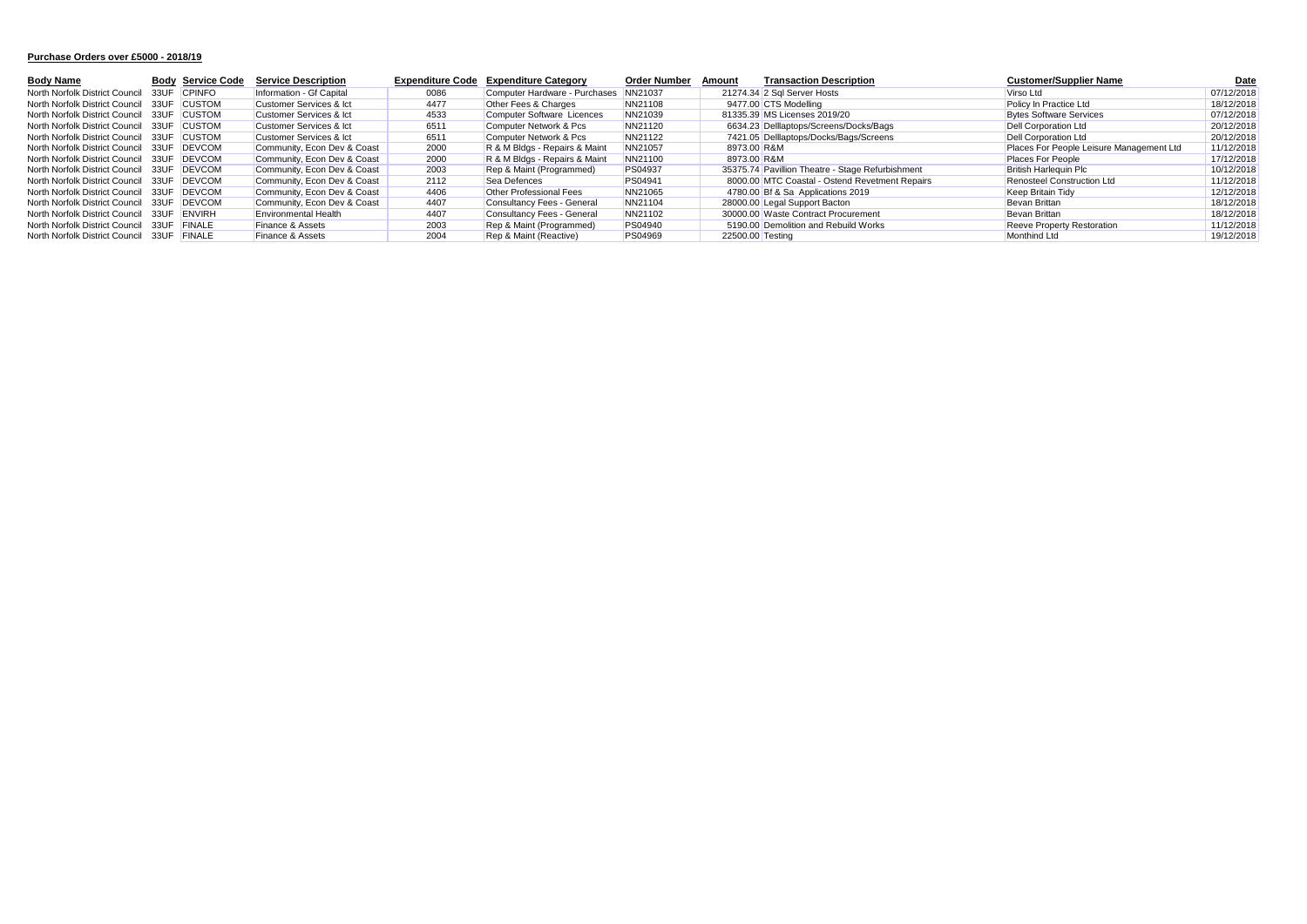**Purchase Orders over £5000 - 2018/19**

| Body Name | Body | Service Code | Service Description | Expenditure Code | Expenditure Category | Order Number | Amount | Transaction Description | Customer/Supplier Name | Date |
|---|---|---|---|---|---|---|---|---|---|---|
| North Norfolk District Council | 33UF | CPINFO | Information - Gf Capital | 0086 | Computer Hardware - Purchases | NN21037 | 21274.34 | 2 Sql Server Hosts | Virso Ltd | 07/12/2018 |
| North Norfolk District Council | 33UF | CUSTOM | Customer Services & Ict | 4477 | Other Fees & Charges | NN21108 | 9477.00 | CTS Modelling | Policy In Practice Ltd | 18/12/2018 |
| North Norfolk District Council | 33UF | CUSTOM | Customer Services & Ict | 4533 | Computer Software Licences | NN21039 | 81335.39 | MS Licenses 2019/20 | Bytes Software Services | 07/12/2018 |
| North Norfolk District Council | 33UF | CUSTOM | Customer Services & Ict | 6511 | Computer Network & Pcs | NN21120 | 6634.23 | Delllaptops/Screens/Docks/Bags | Dell Corporation Ltd | 20/12/2018 |
| North Norfolk District Council | 33UF | CUSTOM | Customer Services & Ict | 6511 | Computer Network & Pcs | NN21122 | 7421.05 | Delllaptops/Docks/Bags/Screens | Dell Corporation Ltd | 20/12/2018 |
| North Norfolk District Council | 33UF | DEVCOM | Community, Econ Dev & Coast | 2000 | R & M Bldgs - Repairs & Maint | NN21057 | 8973.00 | R&M | Places For People Leisure Management Ltd | 11/12/2018 |
| North Norfolk District Council | 33UF | DEVCOM | Community, Econ Dev & Coast | 2000 | R & M Bldgs - Repairs & Maint | NN21100 | 8973.00 | R&M | Places For People | 17/12/2018 |
| North Norfolk District Council | 33UF | DEVCOM | Community, Econ Dev & Coast | 2003 | Rep & Maint (Programmed) | PS04937 | 35375.74 | Pavillion Theatre - Stage Refurbishment | British Harlequin Plc | 10/12/2018 |
| North Norfolk District Council | 33UF | DEVCOM | Community, Econ Dev & Coast | 2112 | Sea Defences | PS04941 | 8000.00 | MTC Coastal - Ostend Revetment Repairs | Renosteel Construction Ltd | 11/12/2018 |
| North Norfolk District Council | 33UF | DEVCOM | Community, Econ Dev & Coast | 4406 | Other Professional Fees | NN21065 | 4780.00 | Bf & Sa Applications 2019 | Keep Britain Tidy | 12/12/2018 |
| North Norfolk District Council | 33UF | DEVCOM | Community, Econ Dev & Coast | 4407 | Consultancy Fees - General | NN21104 | 28000.00 | Legal Support Bacton | Bevan Brittan | 18/12/2018 |
| North Norfolk District Council | 33UF | ENVIRH | Environmental Health | 4407 | Consultancy Fees - General | NN21102 | 30000.00 | Waste Contract Procurement | Bevan Brittan | 18/12/2018 |
| North Norfolk District Council | 33UF | FINALE | Finance & Assets | 2003 | Rep & Maint (Programmed) | PS04940 | 5190.00 | Demolition and Rebuild Works | Reeve Property Restoration | 11/12/2018 |
| North Norfolk District Council | 33UF | FINALE | Finance & Assets | 2004 | Rep & Maint (Reactive) | PS04969 | 22500.00 | Testing | Monthind Ltd | 19/12/2018 |